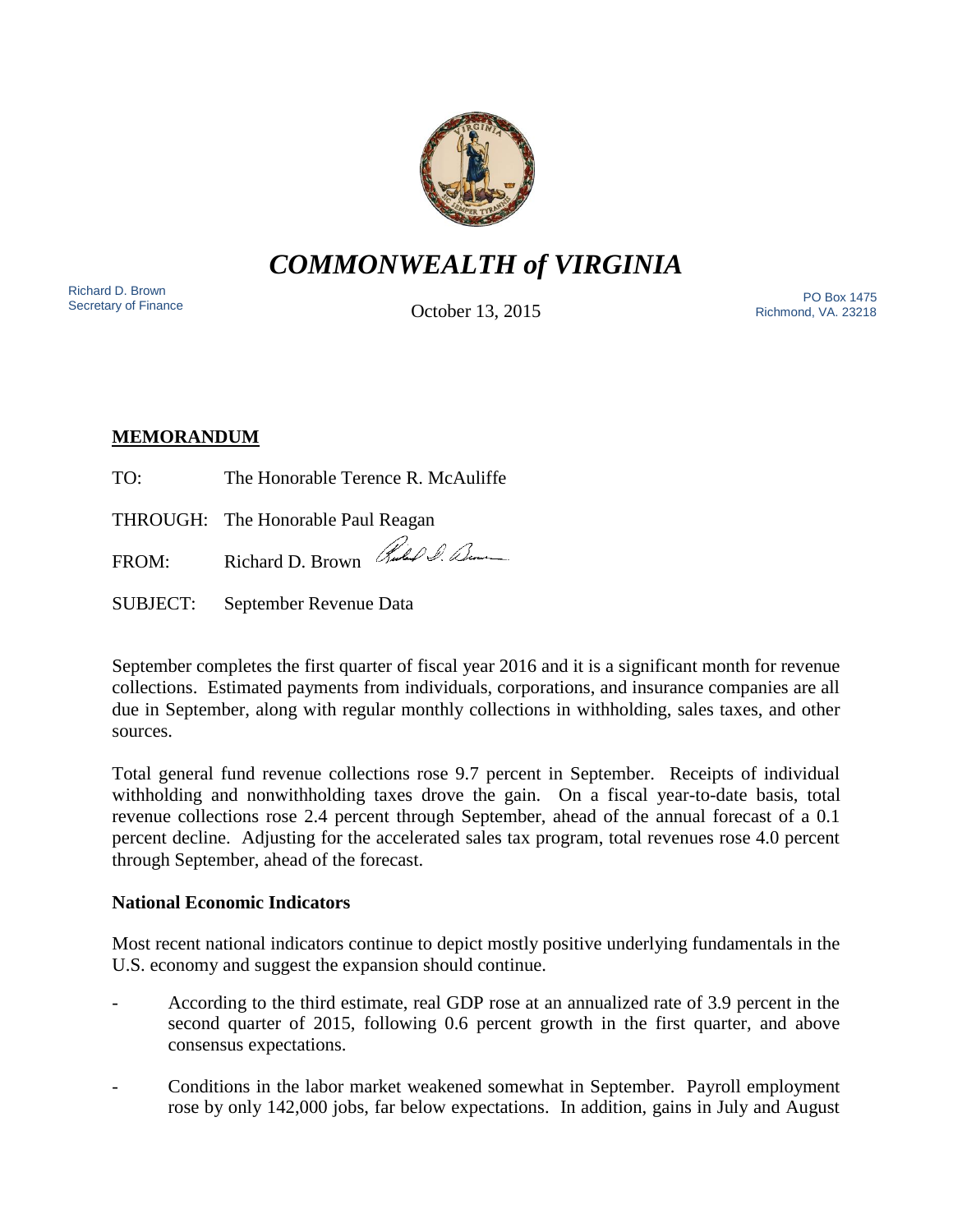# *COMMONWEALTH of VIRGINIA*

Richard D. Brown
Secretary of Finance

October 13, 2015

PO Box 1475
Richmond, VA. 23218

**MEMORANDUM**

TO: The Honorable Terence R. McAuliffe

THROUGH: The Honorable Paul Reagan

FROM: Richard D. Brown

SUBJECT: September Revenue Data

September completes the first quarter of fiscal year 2016 and it is a significant month for revenue collections. Estimated payments from individuals, corporations, and insurance companies are all due in September, along with regular monthly collections in withholding, sales taxes, and other sources.

Total general fund revenue collections rose 9.7 percent in September. Receipts of individual withholding and nonwithholding taxes drove the gain. On a fiscal year-to-date basis, total revenue collections rose 2.4 percent through September, ahead of the annual forecast of a 0.1 percent decline. Adjusting for the accelerated sales tax program, total revenues rose 4.0 percent through September, ahead of the forecast.

**National Economic Indicators**

Most recent national indicators continue to depict mostly positive underlying fundamentals in the U.S. economy and suggest the expansion should continue.

- According to the third estimate, real GDP rose at an annualized rate of 3.9 percent in the second quarter of 2015, following 0.6 percent growth in the first quarter, and above consensus expectations.

- Conditions in the labor market weakened somewhat in September. Payroll employment rose by only 142,000 jobs, far below expectations. In addition, gains in July and August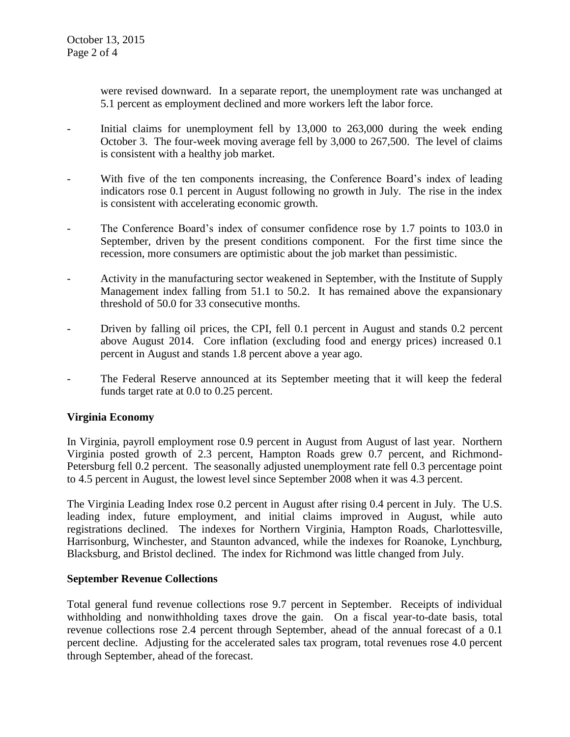were revised downward. In a separate report, the unemployment rate was unchanged at 5.1 percent as employment declined and more workers left the labor force.

- Initial claims for unemployment fell by 13,000 to 263,000 during the week ending October 3. The four-week moving average fell by 3,000 to 267,500. The level of claims is consistent with a healthy job market.

- With five of the ten components increasing, the Conference Board's index of leading indicators rose 0.1 percent in August following no growth in July. The rise in the index is consistent with accelerating economic growth.

- The Conference Board's index of consumer confidence rose by 1.7 points to 103.0 in September, driven by the present conditions component. For the first time since the recession, more consumers are optimistic about the job market than pessimistic.

- Activity in the manufacturing sector weakened in September, with the Institute of Supply Management index falling from 51.1 to 50.2. It has remained above the expansionary threshold of 50.0 for 33 consecutive months.

- Driven by falling oil prices, the CPI, fell 0.1 percent in August and stands 0.2 percent above August 2014. Core inflation (excluding food and energy prices) increased 0.1 percent in August and stands 1.8 percent above a year ago.

- The Federal Reserve announced at its September meeting that it will keep the federal funds target rate at 0.0 to 0.25 percent.

**Virginia Economy**

In Virginia, payroll employment rose 0.9 percent in August from August of last year. Northern Virginia posted growth of 2.3 percent, Hampton Roads grew 0.7 percent, and Richmond-Petersburg fell 0.2 percent. The seasonally adjusted unemployment rate fell 0.3 percentage point to 4.5 percent in August, the lowest level since September 2008 when it was 4.3 percent.

The Virginia Leading Index rose 0.2 percent in August after rising 0.4 percent in July. The U.S. leading index, future employment, and initial claims improved in August, while auto registrations declined. The indexes for Northern Virginia, Hampton Roads, Charlottesville, Harrisonburg, Winchester, and Staunton advanced, while the indexes for Roanoke, Lynchburg, Blacksburg, and Bristol declined. The index for Richmond was little changed from July.

**September Revenue Collections**

Total general fund revenue collections rose 9.7 percent in September. Receipts of individual withholding and nonwithholding taxes drove the gain. On a fiscal year-to-date basis, total revenue collections rose 2.4 percent through September, ahead of the annual forecast of a 0.1 percent decline. Adjusting for the accelerated sales tax program, total revenues rose 4.0 percent through September, ahead of the forecast.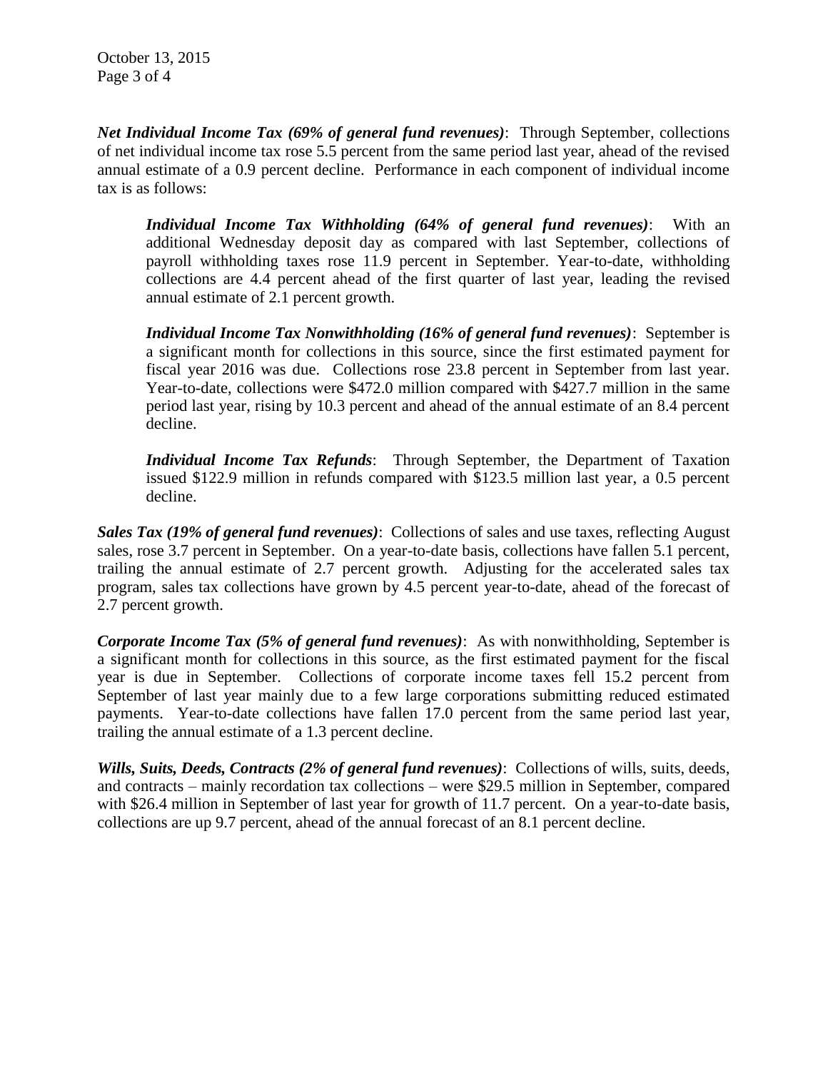***Net Individual Income Tax (69% of general fund revenues)***: Through September, collections of net individual income tax rose 5.5 percent from the same period last year, ahead of the revised annual estimate of a 0.9 percent decline. Performance in each component of individual income tax is as follows:

> ***Individual Income Tax Withholding (64% of general fund revenues)***: With an additional Wednesday deposit day as compared with last September, collections of payroll withholding taxes rose 11.9 percent in September. Year-to-date, withholding collections are 4.4 percent ahead of the first quarter of last year, leading the revised annual estimate of 2.1 percent growth.
>
> ***Individual Income Tax Nonwithholding (16% of general fund revenues)***: September is a significant month for collections in this source, since the first estimated payment for fiscal year 2016 was due. Collections rose 23.8 percent in September from last year. Year-to-date, collections were $472.0 million compared with $427.7 million in the same period last year, rising by 10.3 percent and ahead of the annual estimate of an 8.4 percent decline.
>
> ***Individual Income Tax Refunds***: Through September, the Department of Taxation issued $122.9 million in refunds compared with $123.5 million last year, a 0.5 percent decline.

***Sales Tax (19% of general fund revenues)***: Collections of sales and use taxes, reflecting August sales, rose 3.7 percent in September. On a year-to-date basis, collections have fallen 5.1 percent, trailing the annual estimate of 2.7 percent growth. Adjusting for the accelerated sales tax program, sales tax collections have grown by 4.5 percent year-to-date, ahead of the forecast of 2.7 percent growth.

***Corporate Income Tax (5% of general fund revenues)***: As with nonwithholding, September is a significant month for collections in this source, as the first estimated payment for the fiscal year is due in September. Collections of corporate income taxes fell 15.2 percent from September of last year mainly due to a few large corporations submitting reduced estimated payments. Year-to-date collections have fallen 17.0 percent from the same period last year, trailing the annual estimate of a 1.3 percent decline.

***Wills, Suits, Deeds, Contracts (2% of general fund revenues)***: Collections of wills, suits, deeds, and contracts – mainly recordation tax collections – were $29.5 million in September, compared with $26.4 million in September of last year for growth of 11.7 percent. On a year-to-date basis, collections are up 9.7 percent, ahead of the annual forecast of an 8.1 percent decline.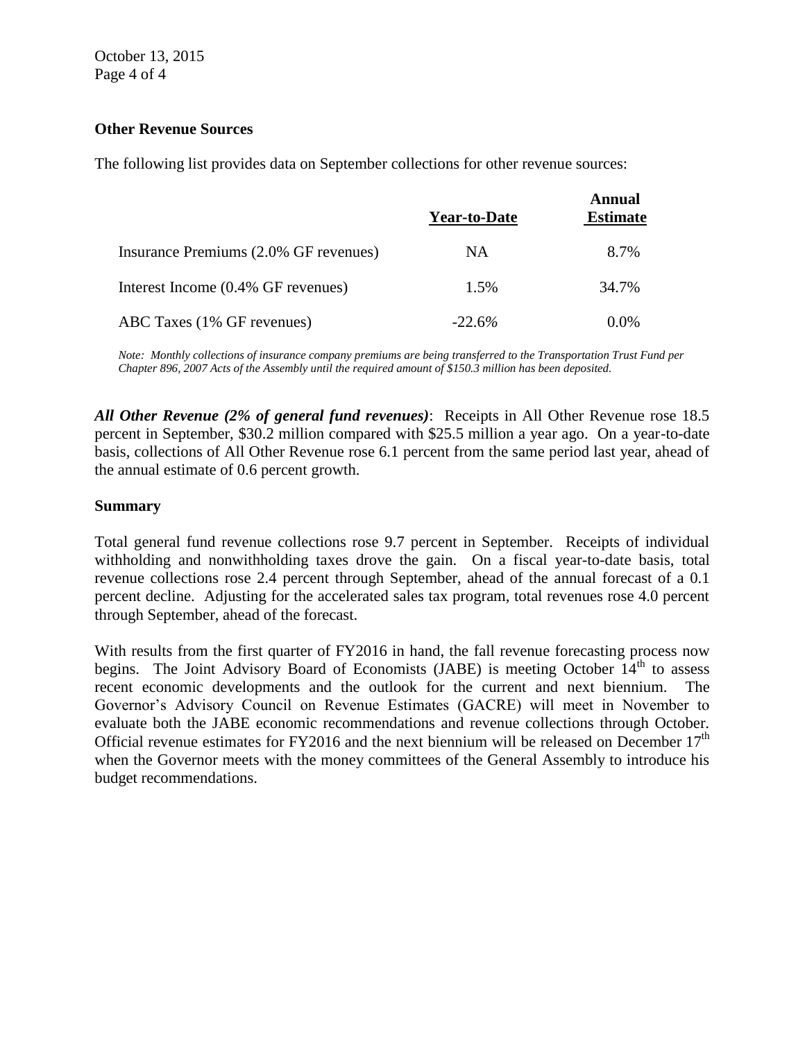## Other Revenue Sources

The following list provides data on September collections for other revenue sources:

| | Year-to-Date | Annual Estimate |
|---|---|---|
| Insurance Premiums (2.0% GF revenues) | NA | 8.7% |
| Interest Income (0.4% GF revenues) | 1.5% | 34.7% |
| ABC Taxes (1% GF revenues) | -22.6% | 0.0% |

*Note: Monthly collections of insurance company premiums are being transferred to the Transportation Trust Fund per Chapter 896, 2007 Acts of the Assembly until the required amount of $150.3 million has been deposited.*

***All Other Revenue (2% of general fund revenues)***: Receipts in All Other Revenue rose 18.5 percent in September, $30.2 million compared with $25.5 million a year ago. On a year-to-date basis, collections of All Other Revenue rose 6.1 percent from the same period last year, ahead of the annual estimate of 0.6 percent growth.

## Summary

Total general fund revenue collections rose 9.7 percent in September. Receipts of individual withholding and nonwithholding taxes drove the gain. On a fiscal year-to-date basis, total revenue collections rose 2.4 percent through September, ahead of the annual forecast of a 0.1 percent decline. Adjusting for the accelerated sales tax program, total revenues rose 4.0 percent through September, ahead of the forecast.

With results from the first quarter of FY2016 in hand, the fall revenue forecasting process now begins. The Joint Advisory Board of Economists (JABE) is meeting October 14th to assess recent economic developments and the outlook for the current and next biennium. The Governor's Advisory Council on Revenue Estimates (GACRE) will meet in November to evaluate both the JABE economic recommendations and revenue collections through October. Official revenue estimates for FY2016 and the next biennium will be released on December 17th when the Governor meets with the money committees of the General Assembly to introduce his budget recommendations.